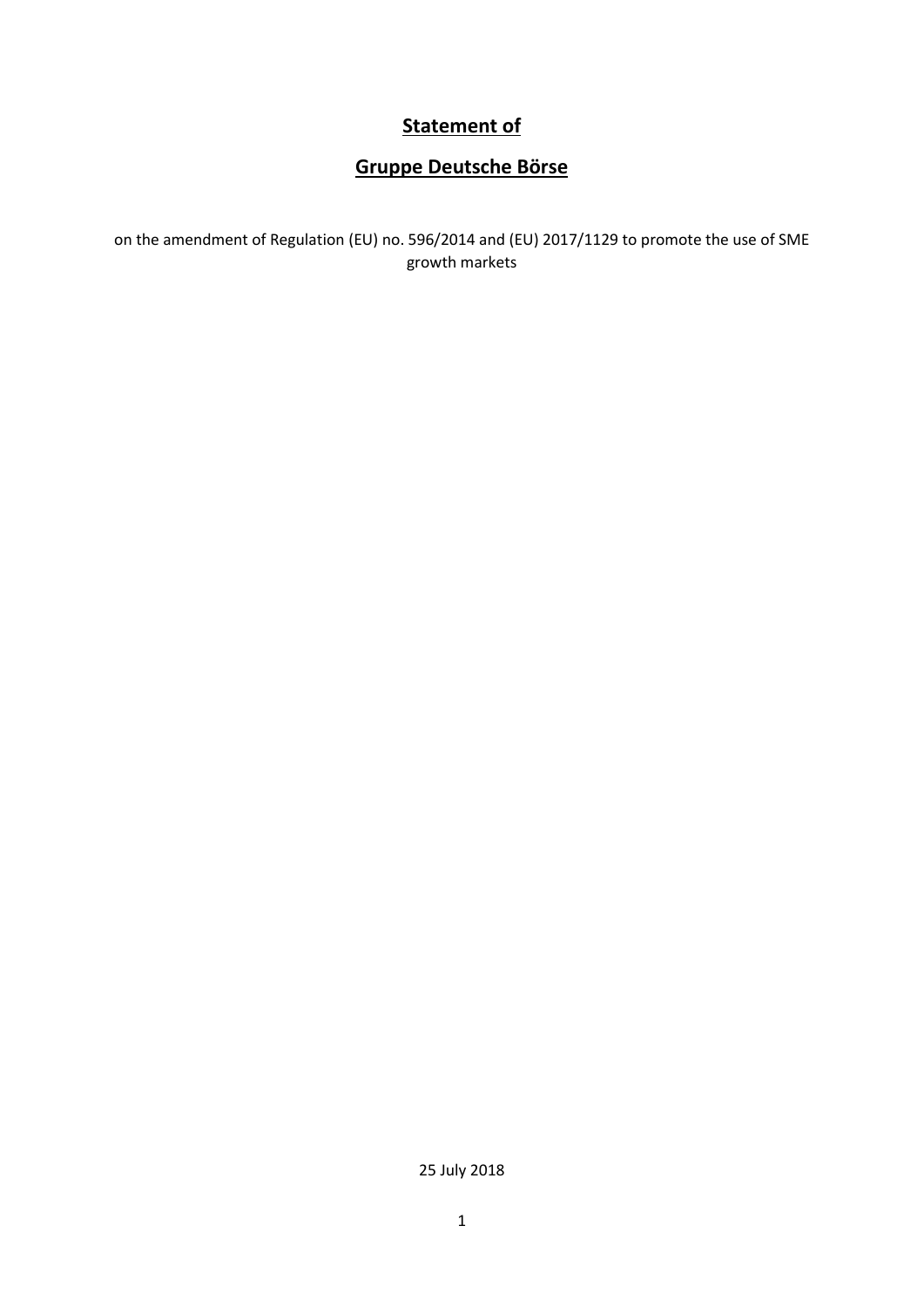# Statement of

# Gruppe Deutsche Börse

on the amendment of Regulation (EU) no. 596/2014 and (EU) 2017/1129 to promote the use of SME growth markets

25 July 2018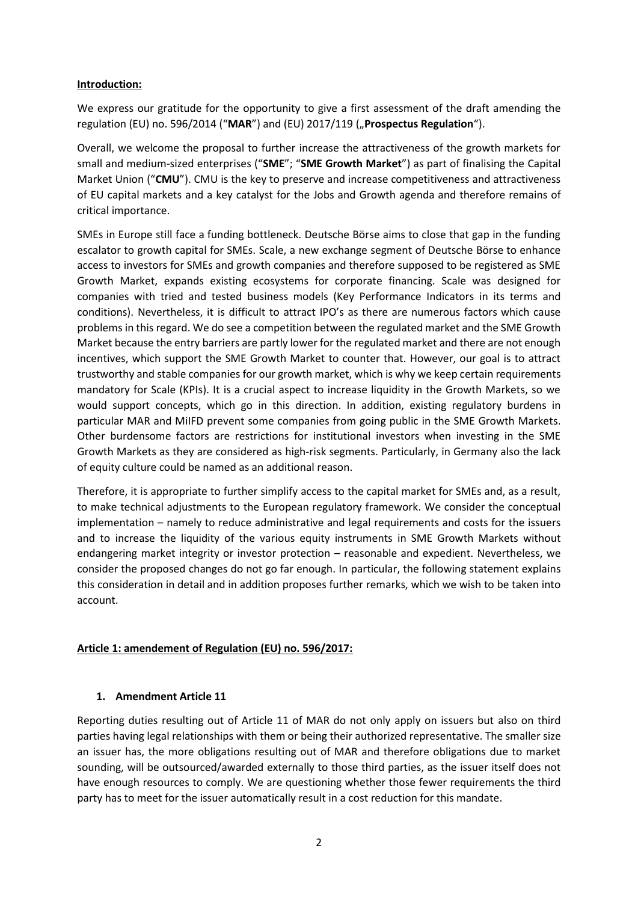**Introduction:**

We express our gratitude for the opportunity to give a first assessment of the draft amending the regulation (EU) no. 596/2014 ("**MAR**") and (EU) 2017/119 („**Prospectus Regulation**").

Overall, we welcome the proposal to further increase the attractiveness of the growth markets for small and medium-sized enterprises ("**SME**"; "**SME Growth Market**") as part of finalising the Capital Market Union ("**CMU**"). CMU is the key to preserve and increase competitiveness and attractiveness of EU capital markets and a key catalyst for the Jobs and Growth agenda and therefore remains of critical importance.

SMEs in Europe still face a funding bottleneck. Deutsche Börse aims to close that gap in the funding escalator to growth capital for SMEs. Scale, a new exchange segment of Deutsche Börse to enhance access to investors for SMEs and growth companies and therefore supposed to be registered as SME Growth Market, expands existing ecosystems for corporate financing. Scale was designed for companies with tried and tested business models (Key Performance Indicators in its terms and conditions). Nevertheless, it is difficult to attract IPO's as there are numerous factors which cause problems in this regard. We do see a competition between the regulated market and the SME Growth Market because the entry barriers are partly lower for the regulated market and there are not enough incentives, which support the SME Growth Market to counter that. However, our goal is to attract trustworthy and stable companies for our growth market, which is why we keep certain requirements mandatory for Scale (KPIs). It is a crucial aspect to increase liquidity in the Growth Markets, so we would support concepts, which go in this direction. In addition, existing regulatory burdens in particular MAR and MiIFD prevent some companies from going public in the SME Growth Markets. Other burdensome factors are restrictions for institutional investors when investing in the SME Growth Markets as they are considered as high-risk segments. Particularly, in Germany also the lack of equity culture could be named as an additional reason.

Therefore, it is appropriate to further simplify access to the capital market for SMEs and, as a result, to make technical adjustments to the European regulatory framework. We consider the conceptual implementation – namely to reduce administrative and legal requirements and costs for the issuers and to increase the liquidity of the various equity instruments in SME Growth Markets without endangering market integrity or investor protection – reasonable and expedient. Nevertheless, we consider the proposed changes do not go far enough. In particular, the following statement explains this consideration in detail and in addition proposes further remarks, which we wish to be taken into account.

**Article 1: amendement of Regulation (EU) no. 596/2017:**

1. **Amendment Article 11**

Reporting duties resulting out of Article 11 of MAR do not only apply on issuers but also on third parties having legal relationships with them or being their authorized representative. The smaller size an issuer has, the more obligations resulting out of MAR and therefore obligations due to market sounding, will be outsourced/awarded externally to those third parties, as the issuer itself does not have enough resources to comply. We are questioning whether those fewer requirements the third party has to meet for the issuer automatically result in a cost reduction for this mandate.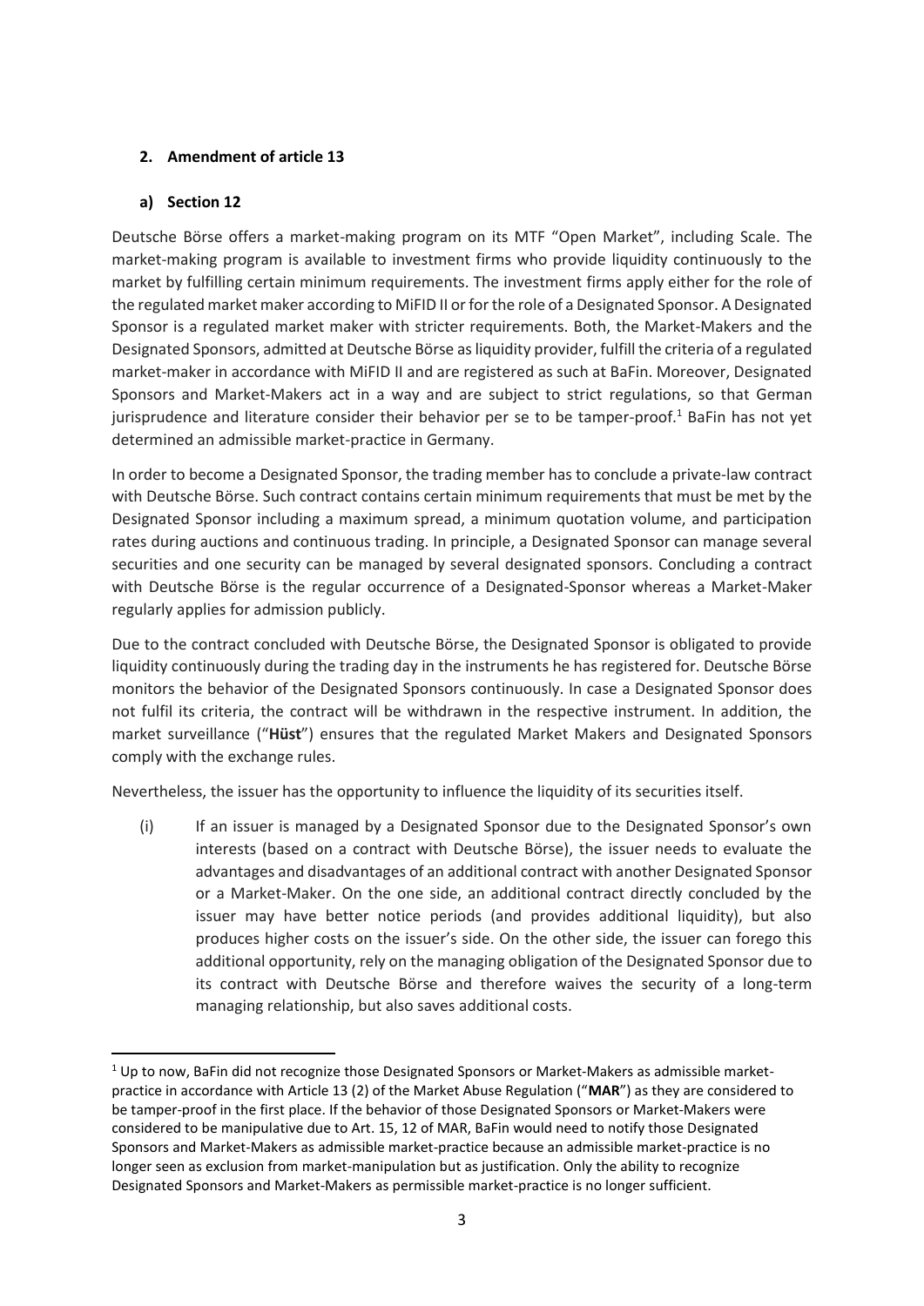## 2. Amendment of article 13

### a) Section 12

Deutsche Börse offers a market-making program on its MTF "Open Market", including Scale. The market-making program is available to investment firms who provide liquidity continuously to the market by fulfilling certain minimum requirements. The investment firms apply either for the role of the regulated market maker according to MiFID II or for the role of a Designated Sponsor. A Designated Sponsor is a regulated market maker with stricter requirements. Both, the Market-Makers and the Designated Sponsors, admitted at Deutsche Börse as liquidity provider, fulfill the criteria of a regulated market-maker in accordance with MiFID II and are registered as such at BaFin. Moreover, Designated Sponsors and Market-Makers act in a way and are subject to strict regulations, so that German jurisprudence and literature consider their behavior per se to be tamper-proof.[1] BaFin has not yet determined an admissible market-practice in Germany.

In order to become a Designated Sponsor, the trading member has to conclude a private-law contract with Deutsche Börse. Such contract contains certain minimum requirements that must be met by the Designated Sponsor including a maximum spread, a minimum quotation volume, and participation rates during auctions and continuous trading. In principle, a Designated Sponsor can manage several securities and one security can be managed by several designated sponsors. Concluding a contract with Deutsche Börse is the regular occurrence of a Designated-Sponsor whereas a Market-Maker regularly applies for admission publicly.

Due to the contract concluded with Deutsche Börse, the Designated Sponsor is obligated to provide liquidity continuously during the trading day in the instruments he has registered for. Deutsche Börse monitors the behavior of the Designated Sponsors continuously. In case a Designated Sponsor does not fulfil its criteria, the contract will be withdrawn in the respective instrument. In addition, the market surveillance ("**Hüst**") ensures that the regulated Market Makers and Designated Sponsors comply with the exchange rules.

Nevertheless, the issuer has the opportunity to influence the liquidity of its securities itself.

(i) If an issuer is managed by a Designated Sponsor due to the Designated Sponsor's own interests (based on a contract with Deutsche Börse), the issuer needs to evaluate the advantages and disadvantages of an additional contract with another Designated Sponsor or a Market-Maker. On the one side, an additional contract directly concluded by the issuer may have better notice periods (and provides additional liquidity), but also produces higher costs on the issuer's side. On the other side, the issuer can forego this additional opportunity, rely on the managing obligation of the Designated Sponsor due to its contract with Deutsche Börse and therefore waives the security of a long-term managing relationship, but also saves additional costs.

[1] Up to now, BaFin did not recognize those Designated Sponsors or Market-Makers as admissible market-practice in accordance with Article 13 (2) of the Market Abuse Regulation ("**MAR**") as they are considered to be tamper-proof in the first place. If the behavior of those Designated Sponsors or Market-Makers were considered to be manipulative due to Art. 15, 12 of MAR, BaFin would need to notify those Designated Sponsors and Market-Makers as admissible market-practice because an admissible market-practice is no longer seen as exclusion from market-manipulation but as justification. Only the ability to recognize Designated Sponsors and Market-Makers as permissible market-practice is no longer sufficient.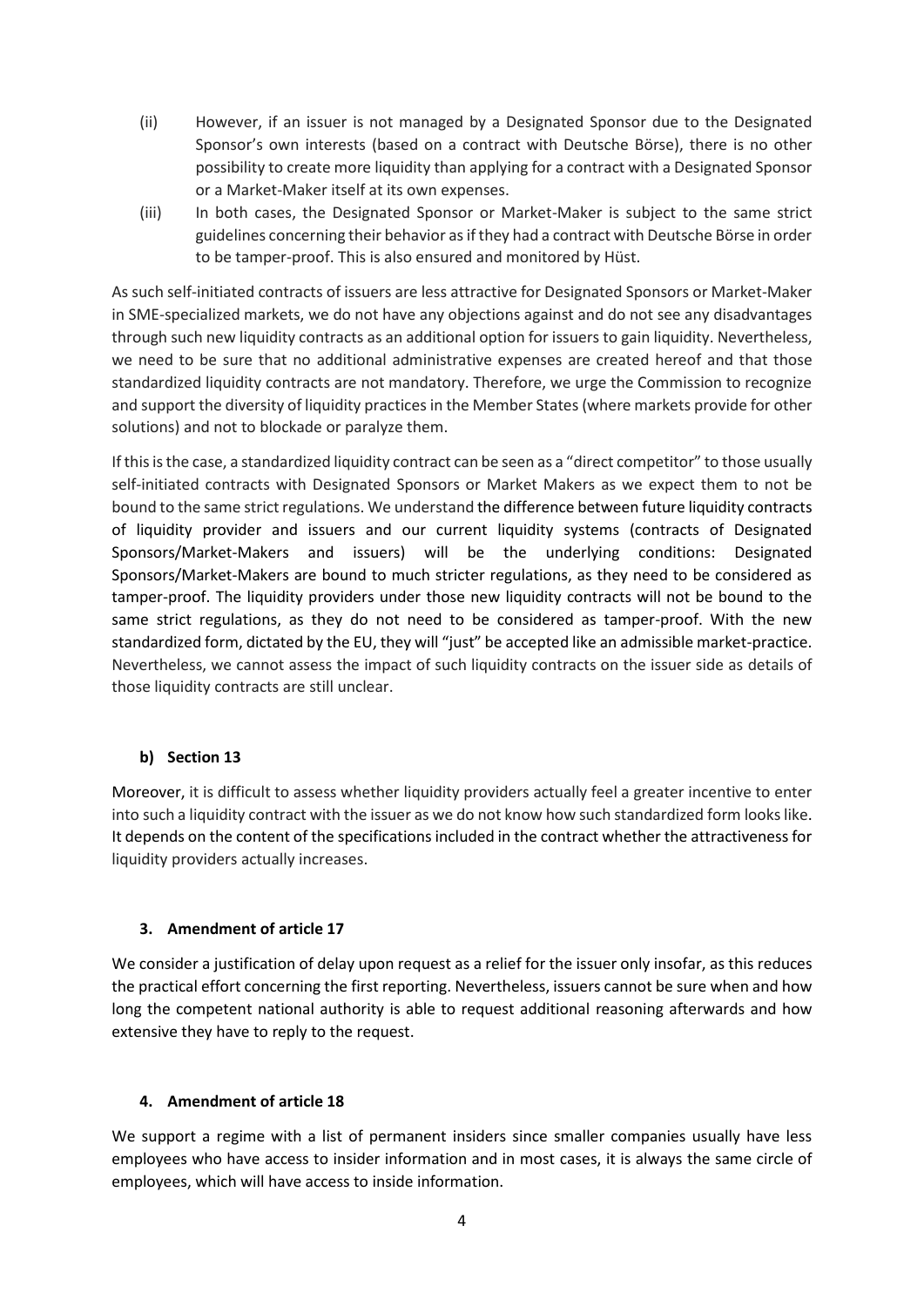(ii) However, if an issuer is not managed by a Designated Sponsor due to the Designated Sponsor's own interests (based on a contract with Deutsche Börse), there is no other possibility to create more liquidity than applying for a contract with a Designated Sponsor or a Market-Maker itself at its own expenses.

(iii) In both cases, the Designated Sponsor or Market-Maker is subject to the same strict guidelines concerning their behavior as if they had a contract with Deutsche Börse in order to be tamper-proof. This is also ensured and monitored by Hüst.

As such self-initiated contracts of issuers are less attractive for Designated Sponsors or Market-Maker in SME-specialized markets, we do not have any objections against and do not see any disadvantages through such new liquidity contracts as an additional option for issuers to gain liquidity. Nevertheless, we need to be sure that no additional administrative expenses are created hereof and that those standardized liquidity contracts are not mandatory. Therefore, we urge the Commission to recognize and support the diversity of liquidity practices in the Member States (where markets provide for other solutions) and not to blockade or paralyze them.

If this is the case, a standardized liquidity contract can be seen as a "direct competitor" to those usually self-initiated contracts with Designated Sponsors or Market Makers as we expect them to not be bound to the same strict regulations. We understand the difference between future liquidity contracts of liquidity provider and issuers and our current liquidity systems (contracts of Designated Sponsors/Market-Makers and issuers) will be the underlying conditions: Designated Sponsors/Market-Makers are bound to much stricter regulations, as they need to be considered as tamper-proof. The liquidity providers under those new liquidity contracts will not be bound to the same strict regulations, as they do not need to be considered as tamper-proof. With the new standardized form, dictated by the EU, they will "just" be accepted like an admissible market-practice. Nevertheless, we cannot assess the impact of such liquidity contracts on the issuer side as details of those liquidity contracts are still unclear.

#### b) Section 13

Moreover, it is difficult to assess whether liquidity providers actually feel a greater incentive to enter into such a liquidity contract with the issuer as we do not know how such standardized form looks like. It depends on the content of the specifications included in the contract whether the attractiveness for liquidity providers actually increases.

### 3. Amendment of article 17

We consider a justification of delay upon request as a relief for the issuer only insofar, as this reduces the practical effort concerning the first reporting. Nevertheless, issuers cannot be sure when and how long the competent national authority is able to request additional reasoning afterwards and how extensive they have to reply to the request.

### 4. Amendment of article 18

We support a regime with a list of permanent insiders since smaller companies usually have less employees who have access to insider information and in most cases, it is always the same circle of employees, which will have access to inside information.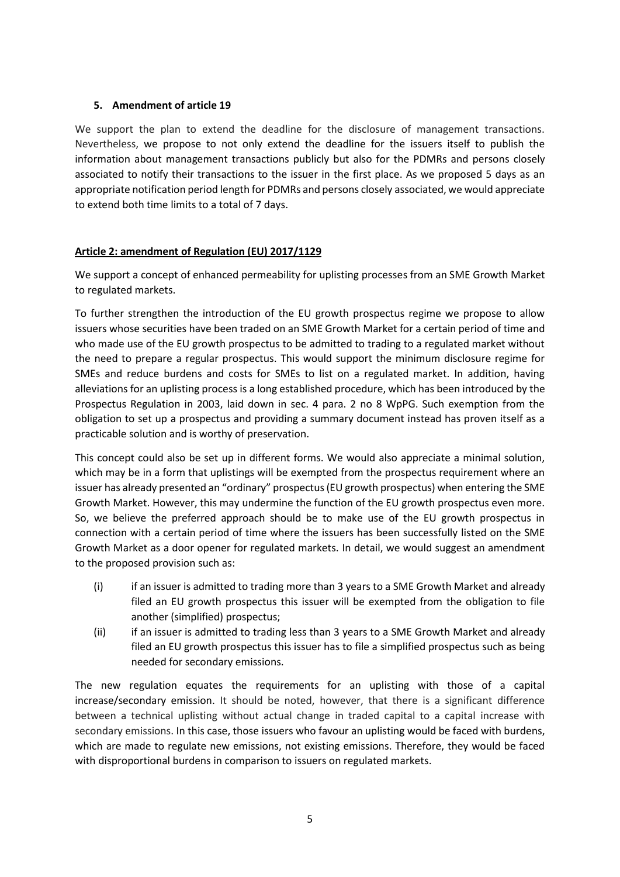### 5. Amendment of article 19

We support the plan to extend the deadline for the disclosure of management transactions. Nevertheless, we propose to not only extend the deadline for the issuers itself to publish the information about management transactions publicly but also for the PDMRs and persons closely associated to notify their transactions to the issuer in the first place. As we proposed 5 days as an appropriate notification period length for PDMRs and persons closely associated, we would appreciate to extend both time limits to a total of 7 days.

### Article 2: amendment of Regulation (EU) 2017/1129

We support a concept of enhanced permeability for uplisting processes from an SME Growth Market to regulated markets.

To further strengthen the introduction of the EU growth prospectus regime we propose to allow issuers whose securities have been traded on an SME Growth Market for a certain period of time and who made use of the EU growth prospectus to be admitted to trading to a regulated market without the need to prepare a regular prospectus. This would support the minimum disclosure regime for SMEs and reduce burdens and costs for SMEs to list on a regulated market. In addition, having alleviations for an uplisting process is a long established procedure, which has been introduced by the Prospectus Regulation in 2003, laid down in sec. 4 para. 2 no 8 WpPG. Such exemption from the obligation to set up a prospectus and providing a summary document instead has proven itself as a practicable solution and is worthy of preservation.

This concept could also be set up in different forms. We would also appreciate a minimal solution, which may be in a form that uplistings will be exempted from the prospectus requirement where an issuer has already presented an "ordinary" prospectus (EU growth prospectus) when entering the SME Growth Market. However, this may undermine the function of the EU growth prospectus even more. So, we believe the preferred approach should be to make use of the EU growth prospectus in connection with a certain period of time where the issuers has been successfully listed on the SME Growth Market as a door opener for regulated markets. In detail, we would suggest an amendment to the proposed provision such as:

(i) if an issuer is admitted to trading more than 3 years to a SME Growth Market and already filed an EU growth prospectus this issuer will be exempted from the obligation to file another (simplified) prospectus;

(ii) if an issuer is admitted to trading less than 3 years to a SME Growth Market and already filed an EU growth prospectus this issuer has to file a simplified prospectus such as being needed for secondary emissions.

The new regulation equates the requirements for an uplisting with those of a capital increase/secondary emission. It should be noted, however, that there is a significant difference between a technical uplisting without actual change in traded capital to a capital increase with secondary emissions. In this case, those issuers who favour an uplisting would be faced with burdens, which are made to regulate new emissions, not existing emissions. Therefore, they would be faced with disproportional burdens in comparison to issuers on regulated markets.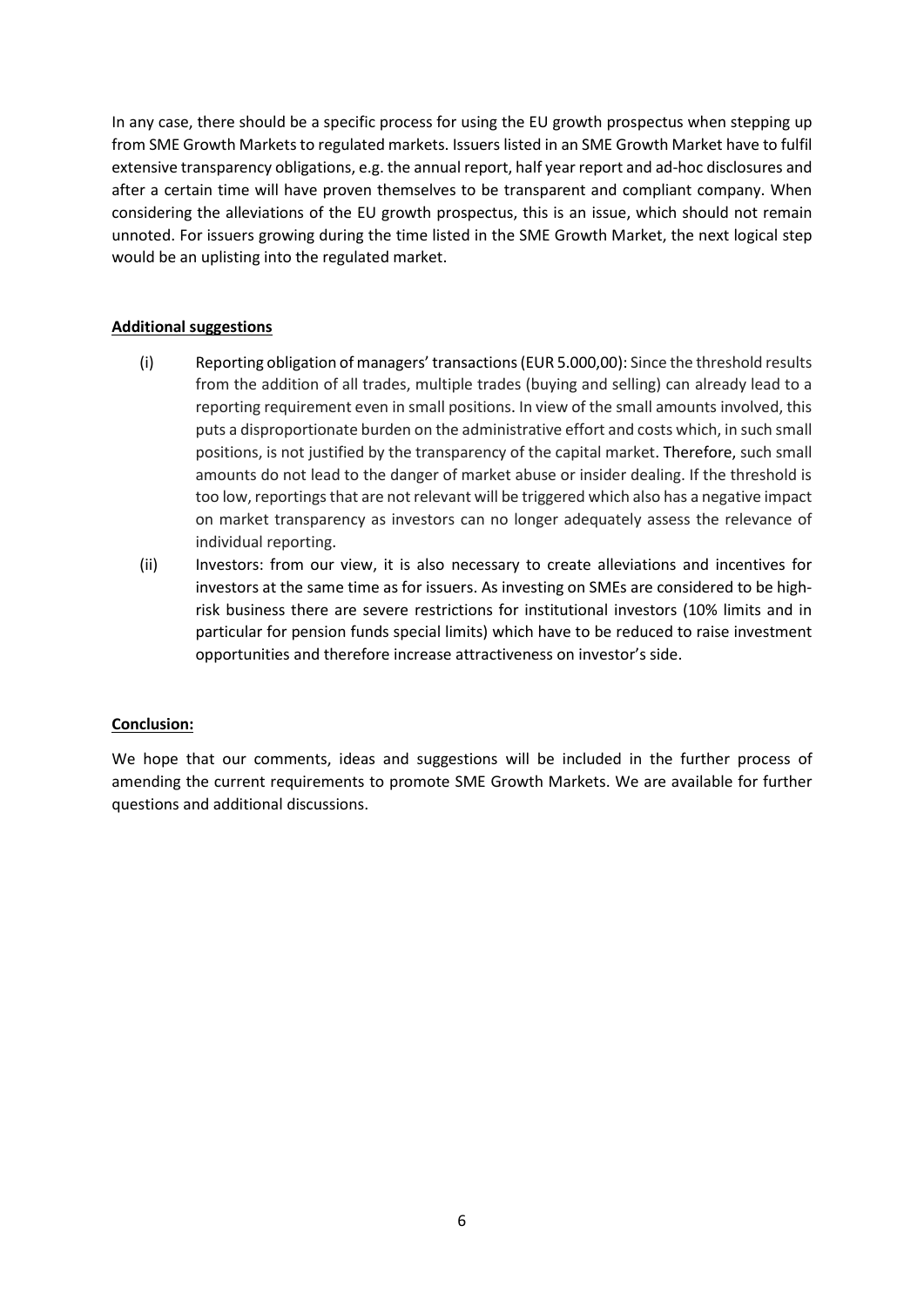In any case, there should be a specific process for using the EU growth prospectus when stepping up from SME Growth Markets to regulated markets. Issuers listed in an SME Growth Market have to fulfil extensive transparency obligations, e.g. the annual report, half year report and ad-hoc disclosures and after a certain time will have proven themselves to be transparent and compliant company. When considering the alleviations of the EU growth prospectus, this is an issue, which should not remain unnoted. For issuers growing during the time listed in the SME Growth Market, the next logical step would be an uplisting into the regulated market.

**Additional suggestions**

(i) Reporting obligation of managers' transactions (EUR 5.000,00): Since the threshold results from the addition of all trades, multiple trades (buying and selling) can already lead to a reporting requirement even in small positions. In view of the small amounts involved, this puts a disproportionate burden on the administrative effort and costs which, in such small positions, is not justified by the transparency of the capital market. Therefore, such small amounts do not lead to the danger of market abuse or insider dealing. If the threshold is too low, reportings that are not relevant will be triggered which also has a negative impact on market transparency as investors can no longer adequately assess the relevance of individual reporting.

(ii) Investors: from our view, it is also necessary to create alleviations and incentives for investors at the same time as for issuers. As investing on SMEs are considered to be high-risk business there are severe restrictions for institutional investors (10% limits and in particular for pension funds special limits) which have to be reduced to raise investment opportunities and therefore increase attractiveness on investor's side.

**Conclusion:**

We hope that our comments, ideas and suggestions will be included in the further process of amending the current requirements to promote SME Growth Markets. We are available for further questions and additional discussions.